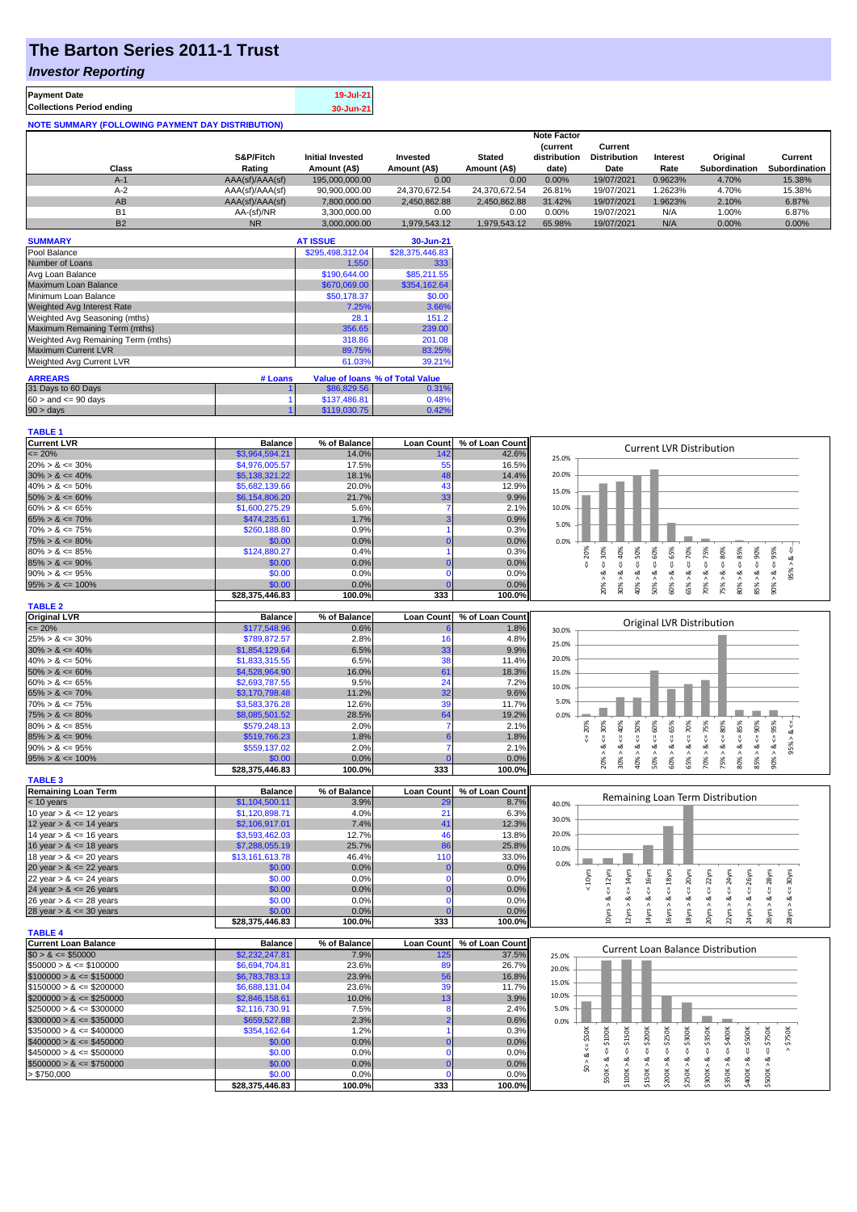# The Barton Series 2011-1 Trust

## *Investor Reporting*

| | |
|---|---|
| **Payment Date** | 19-Jul-21 |
| **Collections Period ending** | 30-Jun-21 |

**NOTE SUMMARY (FOLLOWING PAYMENT DAY DISTRIBUTION)**

| Class | S&P/Fitch Rating | Initial Invested Amount (A$) | Invested Amount (A$) | Stated Amount (A$) | Note Factor (current distribution date) | Current Distribution Date | Interest Rate | Original Subordination | Current Subordination |
|---|---|---|---|---|---|---|---|---|---|
| A-1 | AAA(sf)/AAA(sf) | 195,000,000.00 | 0.00 | 0.00 | 0.00% | 19/07/2021 | 0.9623% | 4.70% | 15.38% |
| A-2 | AAA(sf)/AAA(sf) | 90,900,000.00 | 24,370,672.54 | 24,370,672.54 | 26.81% | 19/07/2021 | 1.2623% | 4.70% | 15.38% |
| AB | AAA(sf)/AAA(sf) | 7,800,000.00 | 2,450,862.88 | 2,450,862.88 | 31.42% | 19/07/2021 | 1.9623% | 2.10% | 6.87% |
| B1 | AA-(sf)/NR | 3,300,000.00 | 0.00 | 0.00 | 0.00% | 19/07/2021 | N/A | 1.00% | 6.87% |
| B2 | NR | 3,000,000.00 | 1,979,543.12 | 1,979,543.12 | 65.98% | 19/07/2021 | N/A | 0.00% | 0.00% |

| SUMMARY | AT ISSUE | 30-Jun-21 |
|---|---|---|
| Pool Balance | $295,498,312.04 | $28,375,446.83 |
| Number of Loans | 1,550 | 333 |
| Avg Loan Balance | $190,644.00 | $85,211.55 |
| Maximum Loan Balance | $670,069.00 | $354,162.64 |
| Minimum Loan Balance | $50,178.37 | $0.00 |
| Weighted Avg Interest Rate | 7.25% | 3.66% |
| Weighted Avg Seasoning (mths) | 28.1 | 151.2 |
| Maximum Remaining Term (mths) | 356.65 | 239.00 |
| Weighted Avg Remaining Term (mths) | 318.86 | 201.08 |
| Maximum Current LVR | 89.75% | 83.25% |
| Weighted Avg Current LVR | 61.03% | 39.21% |

| ARREARS | # Loans | Value of loans | % of Total Value |
|---|---|---|---|
| 31 Days to 60 Days | 1 | $86,829.56 | 0.31% |
| 60 > and <= 90 days | 1 | $137,486.81 | 0.48% |
| 90 > days | 1 | $119,030.75 | 0.42% |

**TABLE 1**

| Current LVR | Balance | % of Balance | Loan Count | % of Loan Count |
|---|---|---|---|---|
| <= 20% | $3,964,594.21 | 14.0% | 142 | 42.6% |
| 20% > & <= 30% | $4,976,005.57 | 17.5% | 55 | 16.5% |
| 30% > & <= 40% | $5,138,321.22 | 18.1% | 48 | 14.4% |
| 40% > & <= 50% | $5,682,139.66 | 20.0% | 43 | 12.9% |
| 50% > & <= 60% | $6,154,806.20 | 21.7% | 33 | 9.9% |
| 60% > & <= 65% | $1,600,275.29 | 5.6% | 7 | 2.1% |
| 65% > & <= 70% | $474,235.61 | 1.7% | 3 | 0.9% |
| 70% > & <= 75% | $260,188.80 | 0.9% | 1 | 0.3% |
| 75% > & <= 80% | $0.00 | 0.0% | 0 | 0.0% |
| 80% > & <= 85% | $124,880.27 | 0.4% | 1 | 0.3% |
| 85% > & <= 90% | $0.00 | 0.0% | 0 | 0.0% |
| 90% > & <= 95% | $0.00 | 0.0% | 0 | 0.0% |
| 95% > & <= 100% | $0.00 | 0.0% | 0 | 0.0% |
| | $28,375,446.83 | 100.0% | 333 | 100.0% |

**TABLE 2**

| Original LVR | Balance | % of Balance | Loan Count | % of Loan Count |
|---|---|---|---|---|
| <= 20% | $177,548.96 | 0.6% | 6 | 1.8% |
| 25% > & <= 30% | $789,872.57 | 2.8% | 16 | 4.8% |
| 30% > & <= 40% | $1,854,129.64 | 6.5% | 33 | 9.9% |
| 40% > & <= 50% | $1,833,315.55 | 6.5% | 38 | 11.4% |
| 50% > & <= 60% | $4,528,964.90 | 16.0% | 61 | 18.3% |
| 60% > & <= 65% | $2,693,787.55 | 9.5% | 24 | 7.2% |
| 65% > & <= 70% | $3,170,798.48 | 11.2% | 32 | 9.6% |
| 70% > & <= 75% | $3,583,376.28 | 12.6% | 39 | 11.7% |
| 75% > & <= 80% | $8,085,501.52 | 28.5% | 64 | 19.2% |
| 80% > & <= 85% | $579,248.13 | 2.0% | 7 | 2.1% |
| 85% > & <= 90% | $519,766.23 | 1.8% | 6 | 1.8% |
| 90% > & <= 95% | $559,137.02 | 2.0% | 7 | 2.1% |
| 95% > & <= 100% | $0.00 | 0.0% | 0 | 0.0% |
| | $28,375,446.83 | 100.0% | 333 | 100.0% |

**TABLE 3**

| Remaining Loan Term | Balance | % of Balance | Loan Count | % of Loan Count |
|---|---|---|---|---|
| < 10 years | $1,104,500.11 | 3.9% | 29 | 8.7% |
| 10 year > & <= 12 years | $1,120,898.71 | 4.0% | 21 | 6.3% |
| 12 year > & <= 14 years | $2,106,917.01 | 7.4% | 41 | 12.3% |
| 14 year > & <= 16 years | $3,593,462.03 | 12.7% | 46 | 13.8% |
| 16 year > & <= 18 years | $7,288,055.19 | 25.7% | 86 | 25.8% |
| 18 year > & <= 20 years | $13,161,613.78 | 46.4% | 110 | 33.0% |
| 20 year > & <= 22 years | $0.00 | 0.0% | 0 | 0.0% |
| 22 year > & <= 24 years | $0.00 | 0.0% | 0 | 0.0% |
| 24 year > & <= 26 years | $0.00 | 0.0% | 0 | 0.0% |
| 26 year > & <= 28 years | $0.00 | 0.0% | 0 | 0.0% |
| 28 year > & <= 30 years | $0.00 | 0.0% | 0 | 0.0% |
| | $28,375,446.83 | 100.0% | 333 | 100.0% |

**TABLE 4**

| Current Loan Balance | Balance | % of Balance | Loan Count | % of Loan Count |
|---|---|---|---|---|
| $0 > & <= $50000 | $2,232,247.81 | 7.9% | 125 | 37.5% |
| $50000 > & <= $100000 | $6,694,704.81 | 23.6% | 89 | 26.7% |
| $100000 > & <= $150000 | $6,783,783.13 | 23.9% | 56 | 16.8% |
| $150000 > & <= $200000 | $6,688,131.04 | 23.6% | 39 | 11.7% |
| $200000 > & <= $250000 | $2,846,158.61 | 10.0% | 13 | 3.9% |
| $250000 > & <= $300000 | $2,116,730.91 | 7.5% | 8 | 2.4% |
| $300000 > & <= $350000 | $659,527.88 | 2.3% | 2 | 0.6% |
| $350000 > & <= $400000 | $354,162.64 | 1.2% | 1 | 0.3% |
| $400000 > & <= $450000 | $0.00 | 0.0% | 0 | 0.0% |
| $450000 > & <= $500000 | $0.00 | 0.0% | 0 | 0.0% |
| $500000 > & <= $750000 | $0.00 | 0.0% | 0 | 0.0% |
| > $750,000 | $0.00 | 0.0% | 0 | 0.0% |
| | $28,375,446.83 | 100.0% | 333 | 100.0% |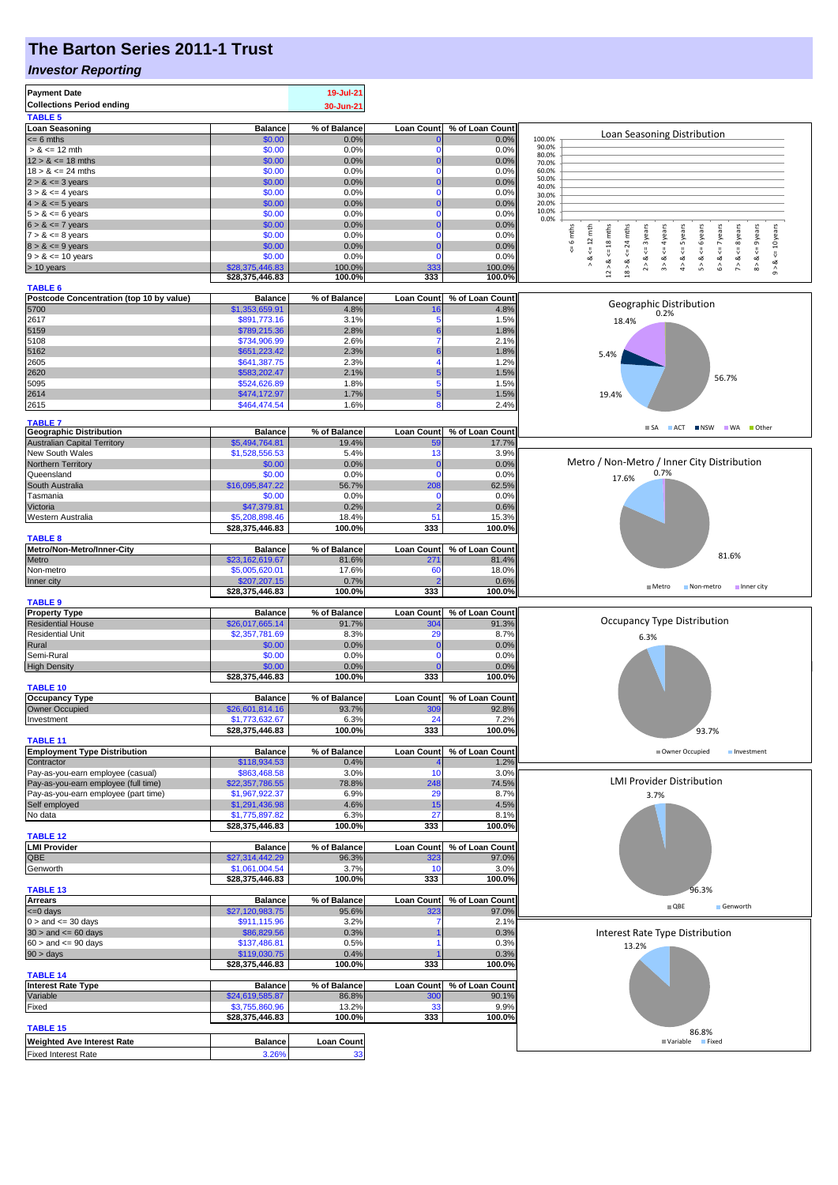# The Barton Series 2011-1 Trust

## *Investor Reporting*

| | |
|---|---|
| **Payment Date** | 19-Jul-21 |
| **Collections Period ending** | 30-Jun-21 |

**TABLE 5**

| Loan Seasoning | Balance | % of Balance | Loan Count | % of Loan Count |
|---|---|---|---|---|
| <= 6 mths | $0.00 | 0.0% | 0 | 0.0% |
| > & <= 12 mth | $0.00 | 0.0% | 0 | 0.0% |
| 12 > & <= 18 mths | $0.00 | 0.0% | 0 | 0.0% |
| 18 > & <= 24 mths | $0.00 | 0.0% | 0 | 0.0% |
| 2 > & <= 3 years | $0.00 | 0.0% | 0 | 0.0% |
| 3 > & <= 4 years | $0.00 | 0.0% | 0 | 0.0% |
| 4 > & <= 5 years | $0.00 | 0.0% | 0 | 0.0% |
| 5 > & <= 6 years | $0.00 | 0.0% | 0 | 0.0% |
| 6 > & <= 7 years | $0.00 | 0.0% | 0 | 0.0% |
| 7 > & <= 8 years | $0.00 | 0.0% | 0 | 0.0% |
| 8 > & <= 9 years | $0.00 | 0.0% | 0 | 0.0% |
| 9 > & <= 10 years | $0.00 | 0.0% | 0 | 0.0% |
| > 10 years | $28,375,446.83 | 100.0% | 333 | 100.0% |
| | $28,375,446.83 | 100.0% | 333 | 100.0% |

Loan Seasoning Distribution

**TABLE 6**

| Postcode Concentration (top 10 by value) | Balance | % of Balance | Loan Count | % of Loan Count |
|---|---|---|---|---|
| 5700 | $1,353,659.91 | 4.8% | 16 | 4.8% |
| 2617 | $891,773.16 | 3.1% | 5 | 1.5% |
| 5159 | $789,215.36 | 2.8% | 6 | 1.8% |
| 5108 | $734,906.99 | 2.6% | 7 | 2.1% |
| 5162 | $651,223.42 | 2.3% | 6 | 1.8% |
| 2605 | $641,387.75 | 2.3% | 4 | 1.2% |
| 2620 | $583,202.47 | 2.1% | 5 | 1.5% |
| 5095 | $524,626.89 | 1.8% | 5 | 1.5% |
| 2614 | $474,172.97 | 1.7% | 5 | 1.5% |
| 2615 | $464,474.54 | 1.6% | 8 | 2.4% |

Geographic Distribution: SA 56.7%, ACT 19.4%, NSW 5.4%, WA 18.4%, Other 0.2%

**TABLE 7**

| Geographic Distribution | Balance | % of Balance | Loan Count | % of Loan Count |
|---|---|---|---|---|
| Australian Capital Territory | $5,494,764.81 | 19.4% | 59 | 17.7% |
| New South Wales | $1,528,556.53 | 5.4% | 13 | 3.9% |
| Northern Territory | $0.00 | 0.0% | 0 | 0.0% |
| Queensland | $0.00 | 0.0% | 0 | 0.0% |
| South Australia | $16,095,847.22 | 56.7% | 208 | 62.5% |
| Tasmania | $0.00 | 0.0% | 0 | 0.0% |
| Victoria | $47,379.81 | 0.2% | 2 | 0.6% |
| Western Australia | $5,208,898.46 | 18.4% | 51 | 15.3% |
| | $28,375,446.83 | 100.0% | 333 | 100.0% |

Metro / Non-Metro / Inner City Distribution: Metro 81.6%, Non-metro 17.6%, Inner city 0.7%

**TABLE 8**

| Metro/Non-Metro/Inner-City | Balance | % of Balance | Loan Count | % of Loan Count |
|---|---|---|---|---|
| Metro | $23,162,619.67 | 81.6% | 271 | 81.4% |
| Non-metro | $5,005,620.01 | 17.6% | 60 | 18.0% |
| Inner city | $207,207.15 | 0.7% | 2 | 0.6% |
| | $28,375,446.83 | 100.0% | 333 | 100.0% |

**TABLE 9**

| Property Type | Balance | % of Balance | Loan Count | % of Loan Count |
|---|---|---|---|---|
| Residential House | $26,017,665.14 | 91.7% | 304 | 91.3% |
| Residential Unit | $2,357,781.69 | 8.3% | 29 | 8.7% |
| Rural | $0.00 | 0.0% | 0 | 0.0% |
| Semi-Rural | $0.00 | 0.0% | 0 | 0.0% |
| High Density | $0.00 | 0.0% | 0 | 0.0% |
| | $28,375,446.83 | 100.0% | 333 | 100.0% |

Occupancy Type Distribution: Owner Occupied 93.7%, Investment 6.3%

**TABLE 10**

| Occupancy Type | Balance | % of Balance | Loan Count | % of Loan Count |
|---|---|---|---|---|
| Owner Occupied | $26,601,814.16 | 93.7% | 309 | 92.8% |
| Investment | $1,773,632.67 | 6.3% | 24 | 7.2% |
| | $28,375,446.83 | 100.0% | 333 | 100.0% |

**TABLE 11**

| Employment Type Distribution | Balance | % of Balance | Loan Count | % of Loan Count |
|---|---|---|---|---|
| Contractor | $118,934.53 | 0.4% | 4 | 1.2% |
| Pay-as-you-earn employee (casual) | $863,468.58 | 3.0% | 10 | 3.0% |
| Pay-as-you-earn employee (full time) | $22,357,786.55 | 78.8% | 248 | 74.5% |
| Pay-as-you-earn employee (part time) | $1,967,922.37 | 6.9% | 29 | 8.7% |
| Self employed | $1,291,436.98 | 4.6% | 15 | 4.5% |
| No data | $1,775,897.82 | 6.3% | 27 | 8.1% |
| | $28,375,446.83 | 100.0% | 333 | 100.0% |

LMI Provider Distribution: QBE 96.3%, Genworth 3.7%

**TABLE 12**

| LMI Provider | Balance | % of Balance | Loan Count | % of Loan Count |
|---|---|---|---|---|
| QBE | $27,314,442.29 | 96.3% | 323 | 97.0% |
| Genworth | $1,061,004.54 | 3.7% | 10 | 3.0% |
| | $28,375,446.83 | 100.0% | 333 | 100.0% |

**TABLE 13**

| Arrears | Balance | % of Balance | Loan Count | % of Loan Count |
|---|---|---|---|---|
| <=0 days | $27,120,983.75 | 95.6% | 323 | 97.0% |
| 0 > and <= 30 days | $911,115.96 | 3.2% | 7 | 2.1% |
| 30 > and <= 60 days | $86,829.56 | 0.3% | 1 | 0.3% |
| 60 > and <= 90 days | $137,486.81 | 0.5% | 1 | 0.3% |
| 90 > days | $119,030.75 | 0.4% | 1 | 0.3% |
| | $28,375,446.83 | 100.0% | 333 | 100.0% |

Interest Rate Type Distribution: Variable 86.8%, Fixed 13.2%

**TABLE 14**

| Interest Rate Type | Balance | % of Balance | Loan Count | % of Loan Count |
|---|---|---|---|---|
| Variable | $24,619,585.87 | 86.8% | 300 | 90.1% |
| Fixed | $3,755,860.96 | 13.2% | 33 | 9.9% |
| | $28,375,446.83 | 100.0% | 333 | 100.0% |

**TABLE 15**

| Weighted Ave Interest Rate | Balance | Loan Count |
|---|---|---|
| Fixed Interest Rate | 3.26% | 33 |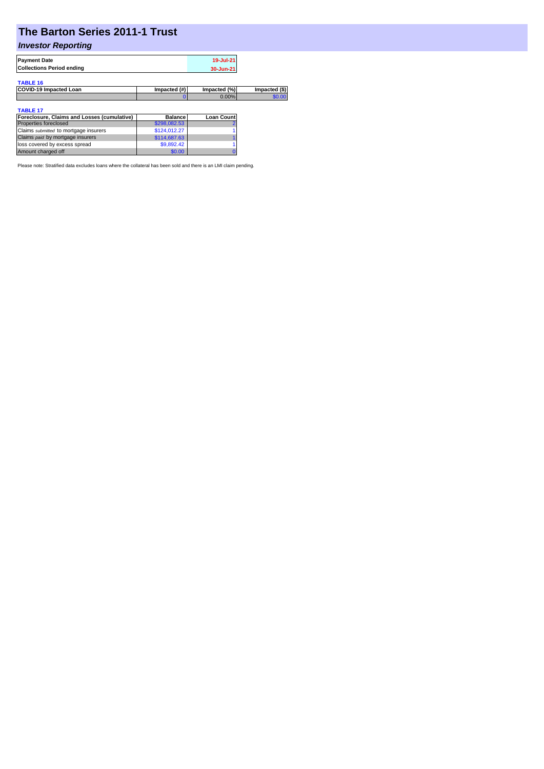# The Barton Series 2011-1 Trust

## *Investor Reporting*

| | |
|---|---|
| **Payment Date** | 19-Jul-21 |
| **Collections Period ending** | 30-Jun-21 |

**TABLE 16**

| COVID-19 Impacted Loan | Impacted (#) | Impacted (%) | Impacted ($) |
|---|---|---|---|
| | 0 | 0.00% | $0.00 |

**TABLE 17**

| Foreclosure, Claims and Losses (cumulative) | Balance | Loan Count |
|---|---|---|
| Properties foreclosed | $298,082.53 | 2 |
| Claims *submitted* to mortgage insurers | $124,012.27 | 1 |
| Claims *paid* by mortgage insurers | $114,687.63 | 1 |
| loss covered by excess spread | $9,892.42 | 1 |
| Amount charged off | $0.00 | 0 |

Please note: Stratified data excludes loans where the collateral has been sold and there is an LMI claim pending.